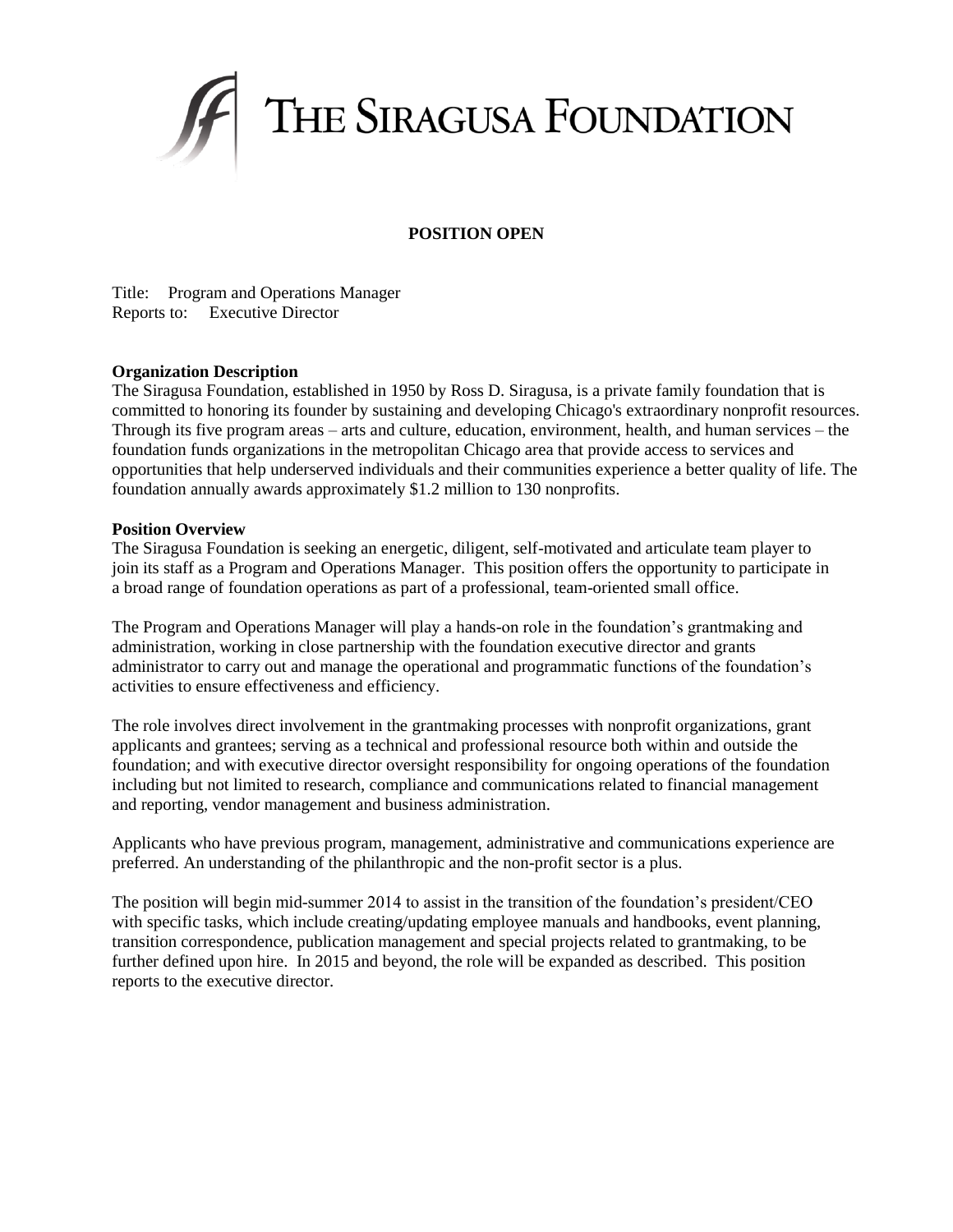# THE SIRAGUSA FOUNDATION

**POSITION OPEN**

Title: Program and Operations Manager
Reports to: Executive Director

**Organization Description**

The Siragusa Foundation, established in 1950 by Ross D. Siragusa, is a private family foundation that is committed to honoring its founder by sustaining and developing Chicago's extraordinary nonprofit resources. Through its five program areas – arts and culture, education, environment, health, and human services – the foundation funds organizations in the metropolitan Chicago area that provide access to services and opportunities that help underserved individuals and their communities experience a better quality of life. The foundation annually awards approximately $1.2 million to 130 nonprofits.

**Position Overview**

The Siragusa Foundation is seeking an energetic, diligent, self-motivated and articulate team player to join its staff as a Program and Operations Manager. This position offers the opportunity to participate in a broad range of foundation operations as part of a professional, team-oriented small office.

The Program and Operations Manager will play a hands-on role in the foundation's grantmaking and administration, working in close partnership with the foundation executive director and grants administrator to carry out and manage the operational and programmatic functions of the foundation's activities to ensure effectiveness and efficiency.

The role involves direct involvement in the grantmaking processes with nonprofit organizations, grant applicants and grantees; serving as a technical and professional resource both within and outside the foundation; and with executive director oversight responsibility for ongoing operations of the foundation including but not limited to research, compliance and communications related to financial management and reporting, vendor management and business administration.

Applicants who have previous program, management, administrative and communications experience are preferred. An understanding of the philanthropic and the non-profit sector is a plus.

The position will begin mid-summer 2014 to assist in the transition of the foundation's president/CEO with specific tasks, which include creating/updating employee manuals and handbooks, event planning, transition correspondence, publication management and special projects related to grantmaking, to be further defined upon hire. In 2015 and beyond, the role will be expanded as described. This position reports to the executive director.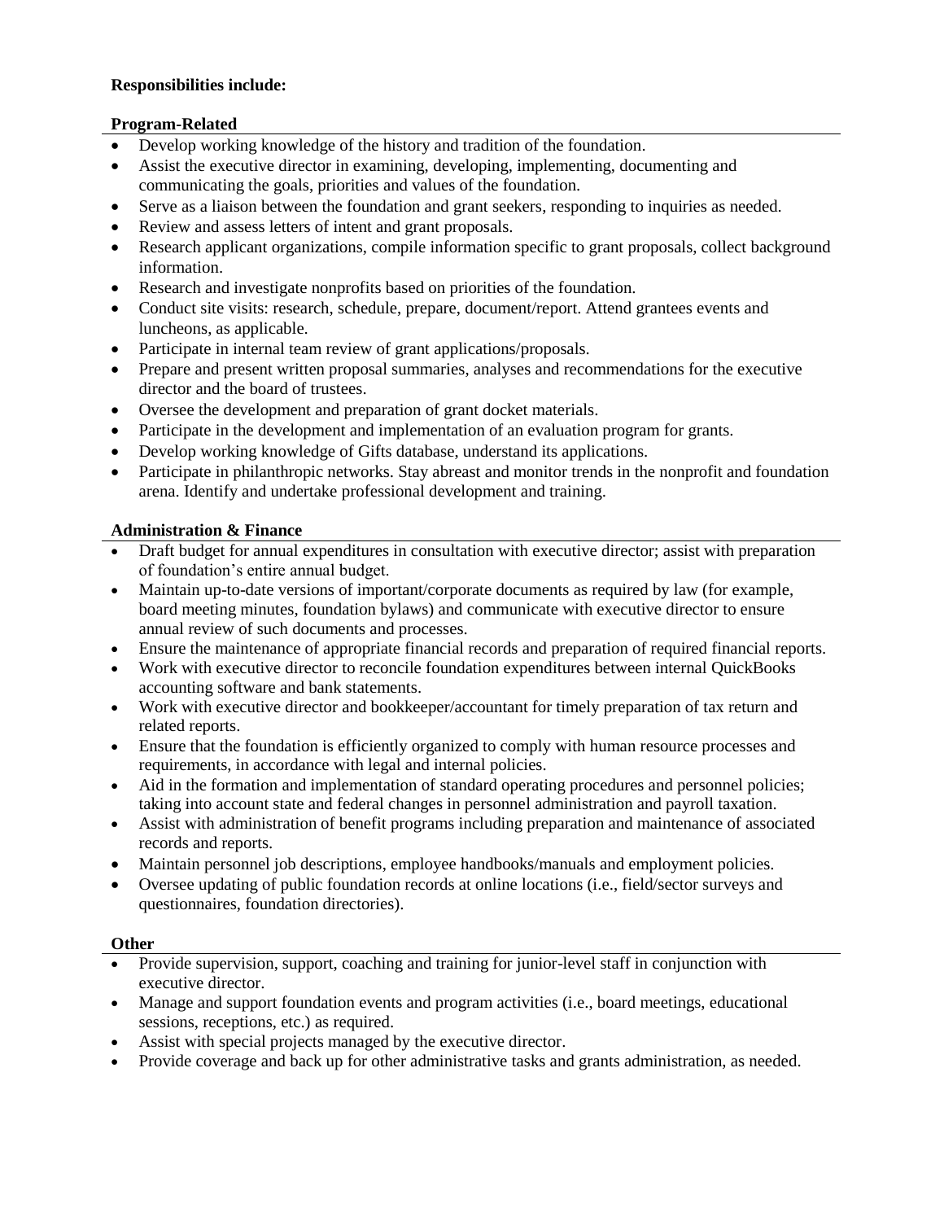**Responsibilities include:**

**Program-Related**

- Develop working knowledge of the history and tradition of the foundation.
- Assist the executive director in examining, developing, implementing, documenting and communicating the goals, priorities and values of the foundation.
- Serve as a liaison between the foundation and grant seekers, responding to inquiries as needed.
- Review and assess letters of intent and grant proposals.
- Research applicant organizations, compile information specific to grant proposals, collect background information.
- Research and investigate nonprofits based on priorities of the foundation.
- Conduct site visits: research, schedule, prepare, document/report. Attend grantees events and luncheons, as applicable.
- Participate in internal team review of grant applications/proposals.
- Prepare and present written proposal summaries, analyses and recommendations for the executive director and the board of trustees.
- Oversee the development and preparation of grant docket materials.
- Participate in the development and implementation of an evaluation program for grants.
- Develop working knowledge of Gifts database, understand its applications.
- Participate in philanthropic networks. Stay abreast and monitor trends in the nonprofit and foundation arena. Identify and undertake professional development and training.

**Administration & Finance**

- Draft budget for annual expenditures in consultation with executive director; assist with preparation of foundation's entire annual budget.
- Maintain up-to-date versions of important/corporate documents as required by law (for example, board meeting minutes, foundation bylaws) and communicate with executive director to ensure annual review of such documents and processes.
- Ensure the maintenance of appropriate financial records and preparation of required financial reports.
- Work with executive director to reconcile foundation expenditures between internal QuickBooks accounting software and bank statements.
- Work with executive director and bookkeeper/accountant for timely preparation of tax return and related reports.
- Ensure that the foundation is efficiently organized to comply with human resource processes and requirements, in accordance with legal and internal policies.
- Aid in the formation and implementation of standard operating procedures and personnel policies; taking into account state and federal changes in personnel administration and payroll taxation.
- Assist with administration of benefit programs including preparation and maintenance of associated records and reports.
- Maintain personnel job descriptions, employee handbooks/manuals and employment policies.
- Oversee updating of public foundation records at online locations (i.e., field/sector surveys and questionnaires, foundation directories).

**Other**

- Provide supervision, support, coaching and training for junior-level staff in conjunction with executive director.
- Manage and support foundation events and program activities (i.e., board meetings, educational sessions, receptions, etc.) as required.
- Assist with special projects managed by the executive director.
- Provide coverage and back up for other administrative tasks and grants administration, as needed.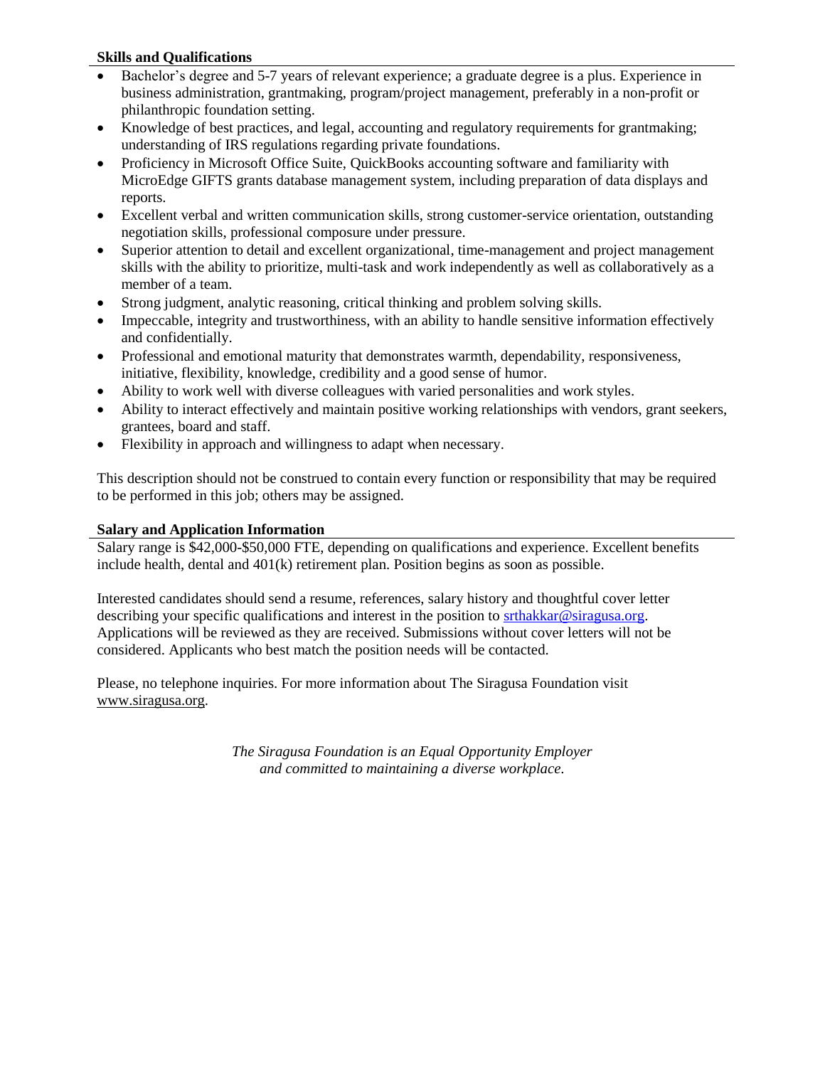### Skills and Qualifications

- Bachelor's degree and 5-7 years of relevant experience; a graduate degree is a plus. Experience in business administration, grantmaking, program/project management, preferably in a non-profit or philanthropic foundation setting.
- Knowledge of best practices, and legal, accounting and regulatory requirements for grantmaking; understanding of IRS regulations regarding private foundations.
- Proficiency in Microsoft Office Suite, QuickBooks accounting software and familiarity with MicroEdge GIFTS grants database management system, including preparation of data displays and reports.
- Excellent verbal and written communication skills, strong customer-service orientation, outstanding negotiation skills, professional composure under pressure.
- Superior attention to detail and excellent organizational, time-management and project management skills with the ability to prioritize, multi-task and work independently as well as collaboratively as a member of a team.
- Strong judgment, analytic reasoning, critical thinking and problem solving skills.
- Impeccable, integrity and trustworthiness, with an ability to handle sensitive information effectively and confidentially.
- Professional and emotional maturity that demonstrates warmth, dependability, responsiveness, initiative, flexibility, knowledge, credibility and a good sense of humor.
- Ability to work well with diverse colleagues with varied personalities and work styles.
- Ability to interact effectively and maintain positive working relationships with vendors, grant seekers, grantees, board and staff.
- Flexibility in approach and willingness to adapt when necessary.

This description should not be construed to contain every function or responsibility that may be required to be performed in this job; others may be assigned.

### Salary and Application Information

Salary range is $42,000-$50,000 FTE, depending on qualifications and experience. Excellent benefits include health, dental and 401(k) retirement plan. Position begins as soon as possible.

Interested candidates should send a resume, references, salary history and thoughtful cover letter describing your specific qualifications and interest in the position to srthakkar@siragusa.org. Applications will be reviewed as they are received. Submissions without cover letters will not be considered. Applicants who best match the position needs will be contacted.

Please, no telephone inquiries. For more information about The Siragusa Foundation visit www.siragusa.org.

*The Siragusa Foundation is an Equal Opportunity Employer and committed to maintaining a diverse workplace.*